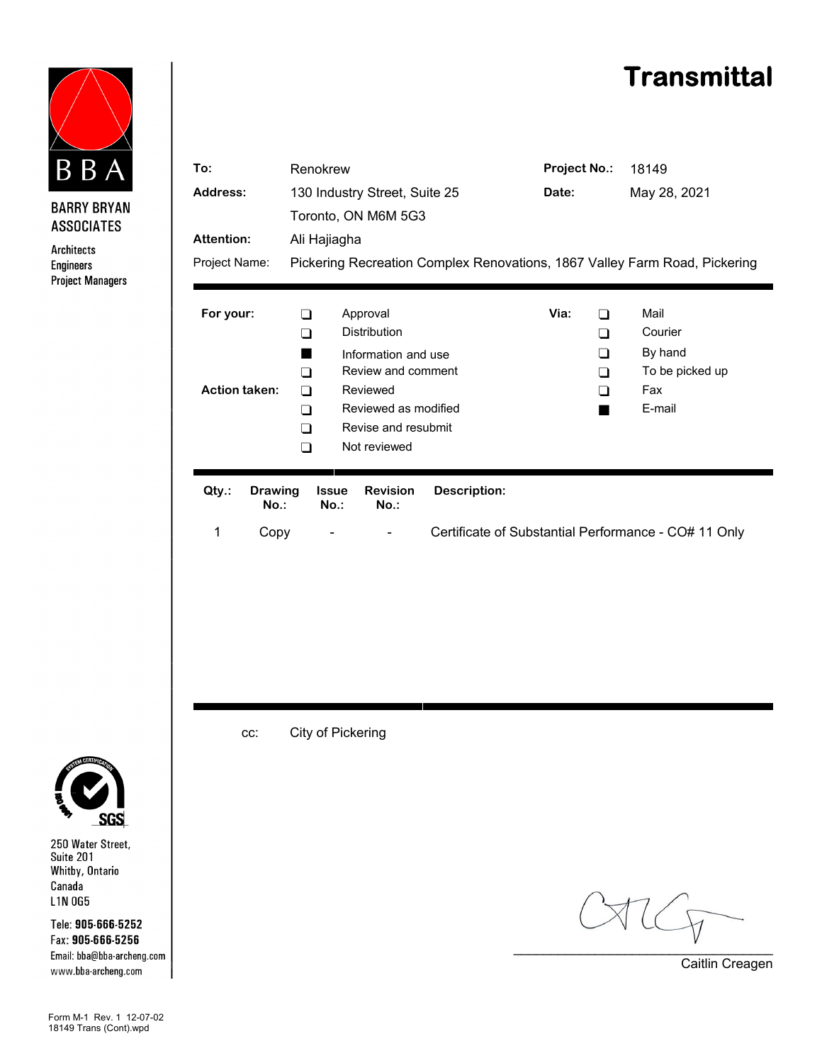# Transmittal

**BBA**

**BARRY BRYAN ASSOCIATES**

Architects
Engineers
Project Managers

| | | | |
|---|---|---|---|
| **To:** | Renokrew | **Project No.:** | 18149 |
| **Address:** | 130 Industry Street, Suite 25 | **Date:** | May 28, 2021 |
| | Toronto, ON M6M 5G3 | | |
| **Attention:** | Ali Hajiagha | | |
| Project Name: | Pickering Recreation Complex Renovations, 1867 Valley Farm Road, Pickering | | |

**For your:**

- ❑ Approval
- ❑ Distribution
- ■ Information and use
- ❑ Review and comment

**Action taken:**

- ❑ Reviewed
- ❑ Reviewed as modified
- ❑ Revise and resubmit
- ❑ Not reviewed

**Via:**

- ❑ Mail
- ❑ Courier
- ❑ By hand
- ❑ To be picked up
- ❑ Fax
- ■ E-mail

| Qty.: | Drawing No.: | Issue No.: | Revision No.: | Description: |
|---|---|---|---|---|
| 1 | Copy | - | - | Certificate of Substantial Performance - CO# 11 Only |

cc: City of Pickering

250 Water Street,
Suite 201
Whitby, Ontario
Canada
L1N 0G5

Tele: **905-666-5252**
Fax: **905-666-5256**
Email: bba@bba-archeng.com
www.bba-archeng.com

Caitlin Creagen

Form M-1 Rev. 1 12-07-02
18149 Trans (Cont).wpd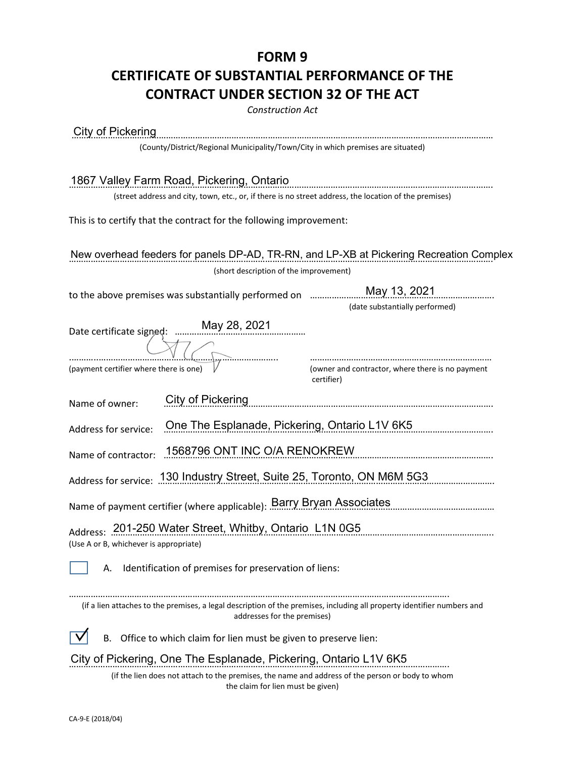# FORM 9

# CERTIFICATE OF SUBSTANTIAL PERFORMANCE OF THE CONTRACT UNDER SECTION 32 OF THE ACT

*Construction Act*

City of Pickering
(County/District/Regional Municipality/Town/City in which premises are situated)

1867 Valley Farm Road, Pickering, Ontario
(street address and city, town, etc., or, if there is no street address, the location of the premises)

This is to certify that the contract for the following improvement:

New overhead feeders for panels DP-AD, TR-RN, and LP-XB at Pickering Recreation Complex
(short description of the improvement)

to the above premises was substantially performed on May 13, 2021
(date substantially performed)

Date certificate signed: May 28, 2021

(payment certifier where there is one)

(owner and contractor, where there is no payment certifier)

Name of owner: City of Pickering

Address for service: One The Esplanade, Pickering, Ontario L1V 6K5

Name of contractor: 1568796 ONT INC O/A RENOKREW

Address for service: 130 Industry Street, Suite 25, Toronto, ON M6M 5G3

Name of payment certifier (where applicable): Barry Bryan Associates

Address: 201-250 Water Street, Whitby, Ontario L1N 0G5

(Use A or B, whichever is appropriate)

☐ A. Identification of premises for preservation of liens:

(if a lien attaches to the premises, a legal description of the premises, including all property identifier numbers and addresses for the premises)

☑ B. Office to which claim for lien must be given to preserve lien:

City of Pickering, One The Esplanade, Pickering, Ontario L1V 6K5
(if the lien does not attach to the premises, the name and address of the person or body to whom the claim for lien must be given)

CA-9-E (2018/04)